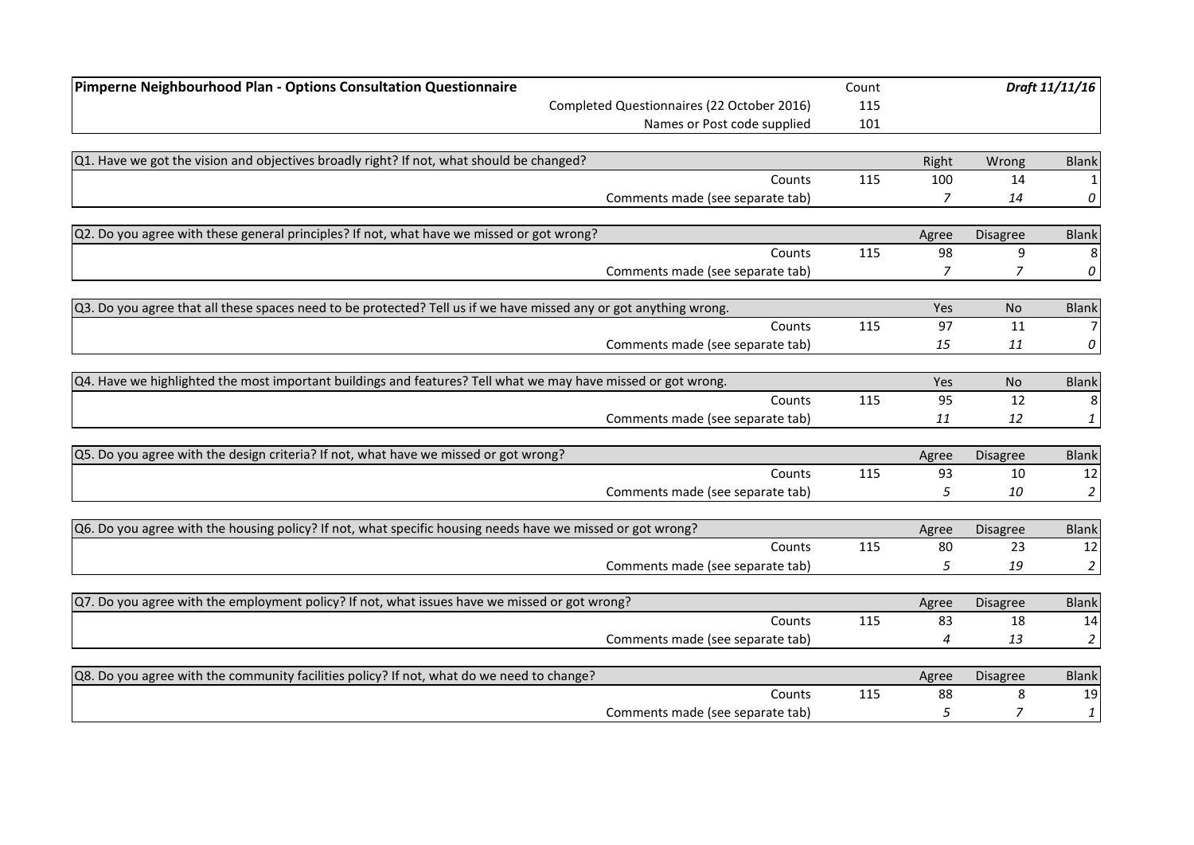| Pimperne Neighbourhood Plan - Options Consultation Questionnaire | Count | | | *Draft 11/11/16* |
|---|---|---|---|---|
| Completed Questionnaires (22 October 2016) | 115 | | | |
| Names or Post code supplied | 101 | | | |

| Q1. Have we got the vision and objectives broadly right? If not, what should be changed? | | Right | Wrong | Blank |
|---|---|---|---|---|
| Counts | 115 | 100 | 14 | 1 |
| Comments made (see separate tab) | | *7* | *14* | *0* |

| Q2. Do you agree with these general principles? If not, what have we missed or got wrong? | | Agree | Disagree | Blank |
|---|---|---|---|---|
| Counts | 115 | 98 | 9 | 8 |
| Comments made (see separate tab) | | *7* | *7* | *0* |

| Q3. Do you agree that all these spaces need to be protected? Tell us if we have missed any or got anything wrong. | | Yes | No | Blank |
|---|---|---|---|---|
| Counts | 115 | 97 | 11 | 7 |
| Comments made (see separate tab) | | *15* | *11* | *0* |

| Q4. Have we highlighted the most important buildings and features? Tell what we may have missed or got wrong. | | Yes | No | Blank |
|---|---|---|---|---|
| Counts | 115 | 95 | 12 | 8 |
| Comments made (see separate tab) | | *11* | *12* | *1* |

| Q5. Do you agree with the design criteria? If not, what have we missed or got wrong? | | Agree | Disagree | Blank |
|---|---|---|---|---|
| Counts | 115 | 93 | 10 | 12 |
| Comments made (see separate tab) | | *5* | *10* | *2* |

| Q6. Do you agree with the housing policy? If not, what specific housing needs have we missed or got wrong? | | Agree | Disagree | Blank |
|---|---|---|---|---|
| Counts | 115 | 80 | 23 | 12 |
| Comments made (see separate tab) | | *5* | *19* | *2* |

| Q7. Do you agree with the employment policy? If not, what issues have we missed or got wrong? | | Agree | Disagree | Blank |
|---|---|---|---|---|
| Counts | 115 | 83 | 18 | 14 |
| Comments made (see separate tab) | | *4* | *13* | *2* |

| Q8. Do you agree with the community facilities policy? If not, what do we need to change? | | Agree | Disagree | Blank |
|---|---|---|---|---|
| Counts | 115 | 88 | 8 | 19 |
| Comments made (see separate tab) | | *5* | *7* | *1* |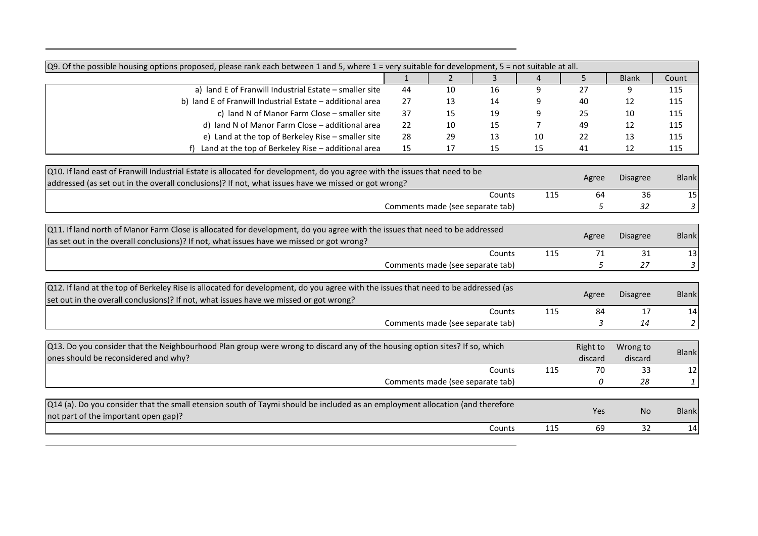| Q9. Of the possible housing options proposed, please rank each between 1 and 5, where 1 = very suitable for development, 5 = not suitable at all. | | | | | | | |
|---|---|---|---|---|---|---|---|
| | 1 | 2 | 3 | 4 | 5 | Blank | Count |
| a) land E of Franwill Industrial Estate – smaller site | 44 | 10 | 16 | 9 | 27 | 9 | 115 |
| b) land E of Franwill Industrial Estate – additional area | 27 | 13 | 14 | 9 | 40 | 12 | 115 |
| c) land N of Manor Farm Close – smaller site | 37 | 15 | 19 | 9 | 25 | 10 | 115 |
| d) land N of Manor Farm Close – additional area | 22 | 10 | 15 | 7 | 49 | 12 | 115 |
| e) Land at the top of Berkeley Rise – smaller site | 28 | 29 | 13 | 10 | 22 | 13 | 115 |
| f) Land at the top of Berkeley Rise – additional area | 15 | 17 | 15 | 15 | 41 | 12 | 115 |

| Q10. If land east of Franwill Industrial Estate is allocated for development, do you agree with the issues that need to be addressed (as set out in the overall conclusions)? If not, what issues have we missed or got wrong? | | Agree | Disagree | Blank |
|---|---|---|---|---|
| Counts | 115 | 64 | 36 | 15 |
| Comments made (see separate tab) | | *5* | *32* | *3* |

| Q11. If land north of Manor Farm Close is allocated for development, do you agree with the issues that need to be addressed (as set out in the overall conclusions)? If not, what issues have we missed or got wrong? | | Agree | Disagree | Blank |
|---|---|---|---|---|
| Counts | 115 | 71 | 31 | 13 |
| Comments made (see separate tab) | | *5* | *27* | *3* |

| Q12. If land at the top of Berkeley Rise is allocated for development, do you agree with the issues that need to be addressed (as set out in the overall conclusions)? If not, what issues have we missed or got wrong? | | Agree | Disagree | Blank |
|---|---|---|---|---|
| Counts | 115 | 84 | 17 | 14 |
| Comments made (see separate tab) | | *3* | *14* | *2* |

| Q13. Do you consider that the Neighbourhood Plan group were wrong to discard any of the housing option sites? If so, which ones should be reconsidered and why? | | Right to discard | Wrong to discard | Blank |
|---|---|---|---|---|
| Counts | 115 | 70 | 33 | 12 |
| Comments made (see separate tab) | | *0* | *28* | *1* |

| Q14 (a). Do you consider that the small etension south of Taymi should be included as an employment allocation (and therefore not part of the important open gap)? | | Yes | No | Blank |
|---|---|---|---|---|
| Counts | 115 | 69 | 32 | 14 |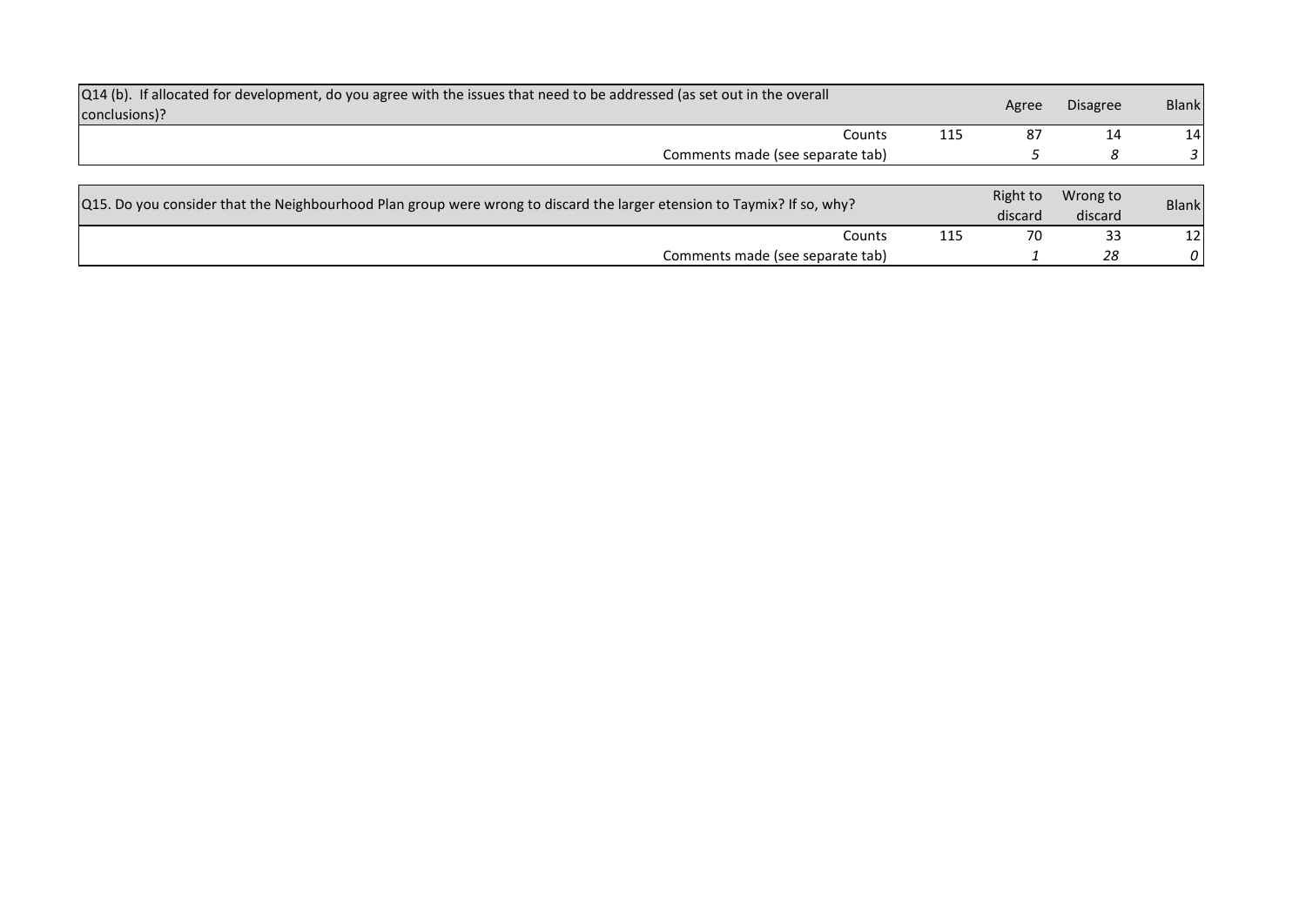| Q14 (b). If allocated for development, do you agree with the issues that need to be addressed (as set out in the overall conclusions)? | | Agree | Disagree | Blank |
|---|---|---|---|---|
| Counts | 115 | 87 | 14 | 14 |
| Comments made (see separate tab) | | *5* | *8* | *3* |

| Q15. Do you consider that the Neighbourhood Plan group were wrong to discard the larger etension to Taymix? If so, why? | | Right to discard | Wrong to discard | Blank |
|---|---|---|---|---|
| Counts | 115 | 70 | 33 | 12 |
| Comments made (see separate tab) | | *1* | *28* | *0* |